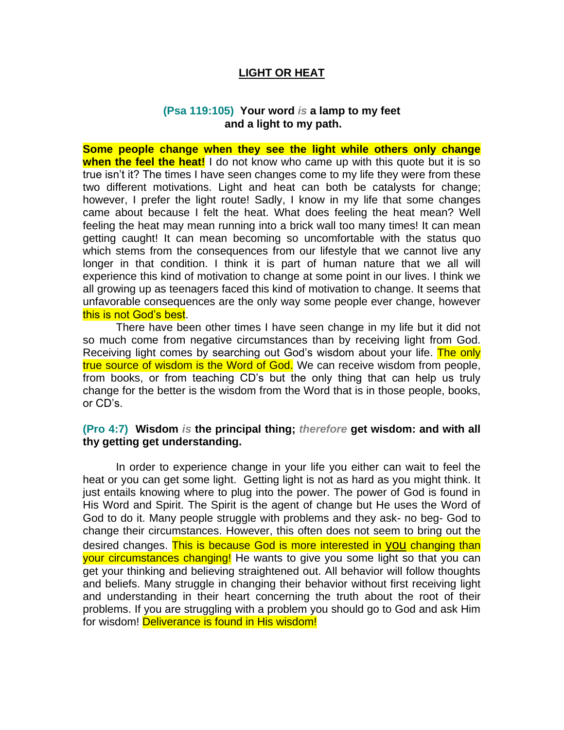# LIGHT OR HEAT

**(Psa 119:105) Your word *is* a lamp to my feet and a light to my path.**

**Some people change when they see the light while others only change when the feel the heat!** I do not know who came up with this quote but it is so true isn't it? The times I have seen changes come to my life they were from these two different motivations. Light and heat can both be catalysts for change; however, I prefer the light route! Sadly, I know in my life that some changes came about because I felt the heat. What does feeling the heat mean? Well feeling the heat may mean running into a brick wall too many times! It can mean getting caught! It can mean becoming so uncomfortable with the status quo which stems from the consequences from our lifestyle that we cannot live any longer in that condition. I think it is part of human nature that we all will experience this kind of motivation to change at some point in our lives. I think we all growing up as teenagers faced this kind of motivation to change. It seems that unfavorable consequences are the only way some people ever change, however this is not God's best.

There have been other times I have seen change in my life but it did not so much come from negative circumstances than by receiving light from God. Receiving light comes by searching out God's wisdom about your life. The only true source of wisdom is the Word of God. We can receive wisdom from people, from books, or from teaching CD's but the only thing that can help us truly change for the better is the wisdom from the Word that is in those people, books, or CD's.

**(Pro 4:7) Wisdom *is* the principal thing; *therefore* get wisdom: and with all thy getting get understanding.**

In order to experience change in your life you either can wait to feel the heat or you can get some light. Getting light is not as hard as you might think. It just entails knowing where to plug into the power. The power of God is found in His Word and Spirit. The Spirit is the agent of change but He uses the Word of God to do it. Many people struggle with problems and they ask- no beg- God to change their circumstances. However, this often does not seem to bring out the desired changes. This is because God is more interested in you changing than your circumstances changing! He wants to give you some light so that you can get your thinking and believing straightened out. All behavior will follow thoughts and beliefs. Many struggle in changing their behavior without first receiving light and understanding in their heart concerning the truth about the root of their problems. If you are struggling with a problem you should go to God and ask Him for wisdom! Deliverance is found in His wisdom!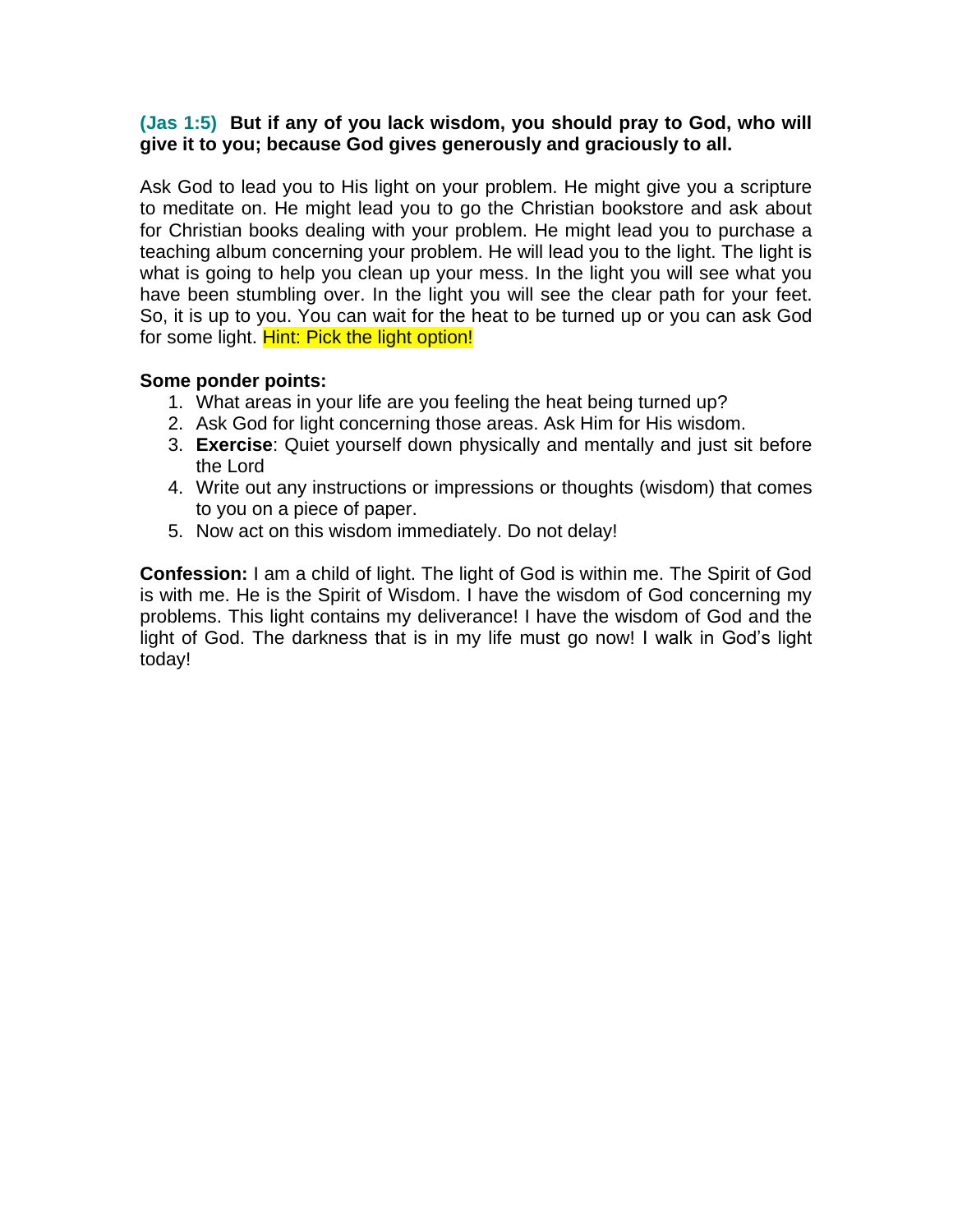**(Jas 1:5) But if any of you lack wisdom, you should pray to God, who will give it to you; because God gives generously and graciously to all.**

Ask God to lead you to His light on your problem. He might give you a scripture to meditate on. He might lead you to go the Christian bookstore and ask about for Christian books dealing with your problem. He might lead you to purchase a teaching album concerning your problem. He will lead you to the light. The light is what is going to help you clean up your mess. In the light you will see what you have been stumbling over. In the light you will see the clear path for your feet. So, it is up to you. You can wait for the heat to be turned up or you can ask God for some light. Hint: Pick the light option!

**Some ponder points:**

1. What areas in your life are you feeling the heat being turned up?
2. Ask God for light concerning those areas. Ask Him for His wisdom.
3. **Exercise**: Quiet yourself down physically and mentally and just sit before the Lord
4. Write out any instructions or impressions or thoughts (wisdom) that comes to you on a piece of paper.
5. Now act on this wisdom immediately. Do not delay!

**Confession:** I am a child of light. The light of God is within me. The Spirit of God is with me. He is the Spirit of Wisdom. I have the wisdom of God concerning my problems. This light contains my deliverance! I have the wisdom of God and the light of God. The darkness that is in my life must go now! I walk in God's light today!